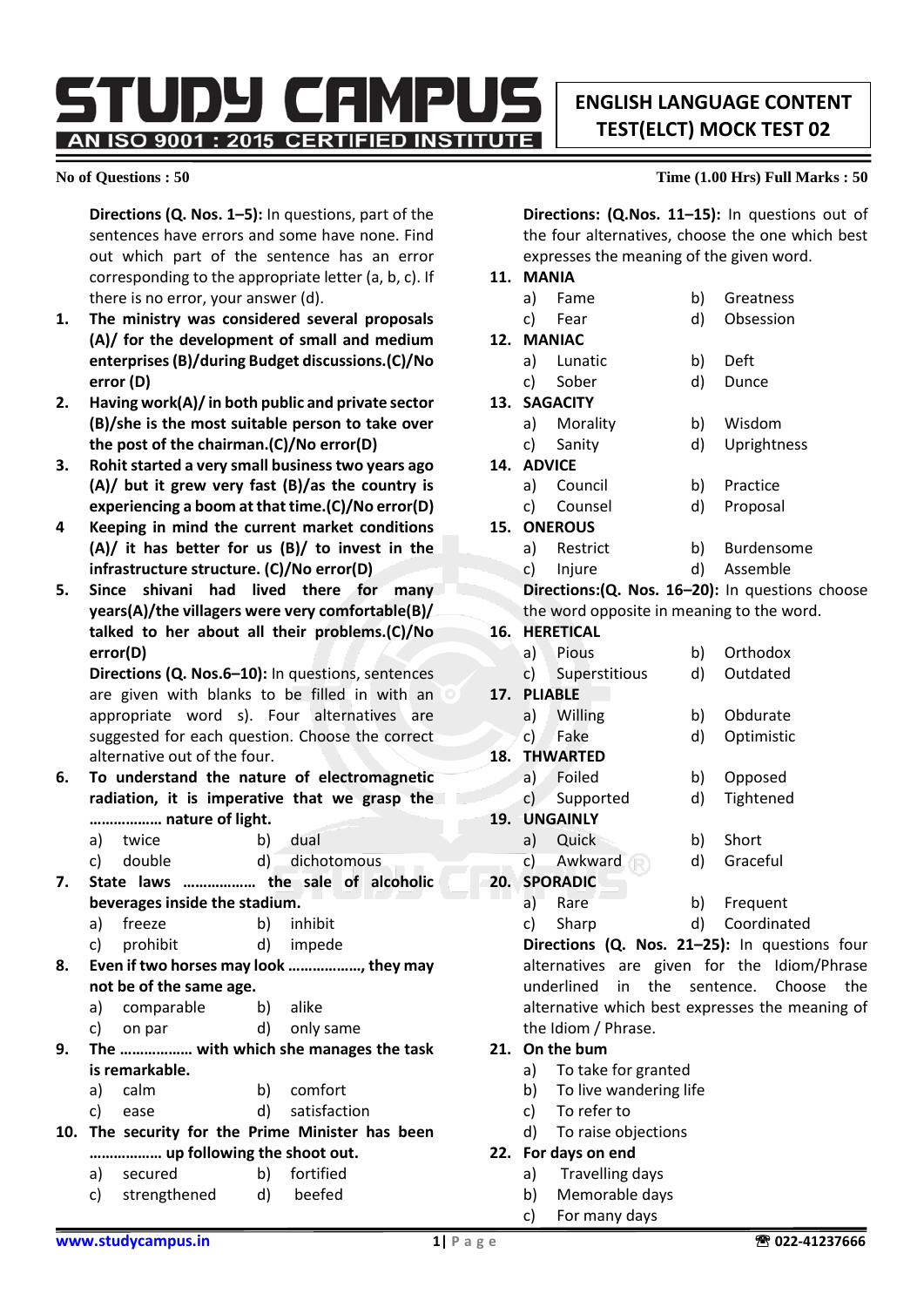# STUDY CAMPUS

**AN ISO 9001 : 2015 CERTIFIED INSTITUTE**

## ENGLISH LANGUAGE CONTENT TEST(ELCT) MOCK TEST 02

**No of Questions : 50** **Time (1.00 Hrs) Full Marks : 50**

**Directions (Q. Nos. 1–5):** In questions, part of the sentences have errors and some have none. Find out which part of the sentence has an error corresponding to the appropriate letter (a, b, c). If there is no error, your answer (d).

**1. The ministry was considered several proposals (A)/ for the development of small and medium enterprises (B)/during Budget discussions.(C)/No error (D)**

**2. Having work(A)/ in both public and private sector (B)/she is the most suitable person to take over the post of the chairman.(C)/No error(D)**

**3. Rohit started a very small business two years ago (A)/ but it grew very fast (B)/as the country is experiencing a boom at that time.(C)/No error(D)**

**4 Keeping in mind the current market conditions (A)/ it has better for us (B)/ to invest in the infrastructure structure. (C)/No error(D)**

**5. Since shivani had lived there for many years(A)/the villagers were very comfortable(B)/ talked to her about all their problems.(C)/No error(D)**

**Directions (Q. Nos.6–10):** In questions, sentences are given with blanks to be filled in with an appropriate word s). Four alternatives are suggested for each question. Choose the correct alternative out of the four.

**6. To understand the nature of electromagnetic radiation, it is imperative that we grasp the ……………… nature of light.**

a) twice b) dual
c) double d) dichotomous

**7. State laws ……………… the sale of alcoholic beverages inside the stadium.**

a) freeze b) inhibit
c) prohibit d) impede

**8. Even if two horses may look ………………, they may not be of the same age.**

a) comparable b) alike
c) on par d) only same

**9. The ……………… with which she manages the task is remarkable.**

a) calm b) comfort
c) ease d) satisfaction

**10. The security for the Prime Minister has been ……………… up following the shoot out.**

a) secured b) fortified
c) strengthened d) beefed

**Directions: (Q.Nos. 11–15):** In questions out of the four alternatives, choose the one which best expresses the meaning of the given word.

**11. MANIA**

a) Fame b) Greatness
c) Fear d) Obsession

**12. MANIAC**

a) Lunatic b) Deft
c) Sober d) Dunce

**13. SAGACITY**

a) Morality b) Wisdom
c) Sanity d) Uprightness

**14. ADVICE**

a) Council b) Practice
c) Counsel d) Proposal

**15. ONEROUS**

a) Restrict b) Burdensome
c) Injure d) Assemble

**Directions:(Q. Nos. 16–20):** In questions choose the word opposite in meaning to the word.

**16. HERETICAL**

a) Pious b) Orthodox
c) Superstitious d) Outdated

**17. PLIABLE**

a) Willing b) Obdurate
c) Fake d) Optimistic

**18. THWARTED**

a) Foiled b) Opposed
c) Supported d) Tightened

**19. UNGAINLY**

a) Quick b) Short
c) Awkward d) Graceful

**20. SPORADIC**

a) Rare b) Frequent
c) Sharp d) Coordinated

**Directions (Q. Nos. 21–25):** In questions four alternatives are given for the Idiom/Phrase underlined in the sentence. Choose the alternative which best expresses the meaning of the Idiom / Phrase.

**21. On the bum**

a) To take for granted
b) To live wandering life
c) To refer to
d) To raise objections

**22. For days on end**

a) Travelling days
b) Memorable days
c) For many days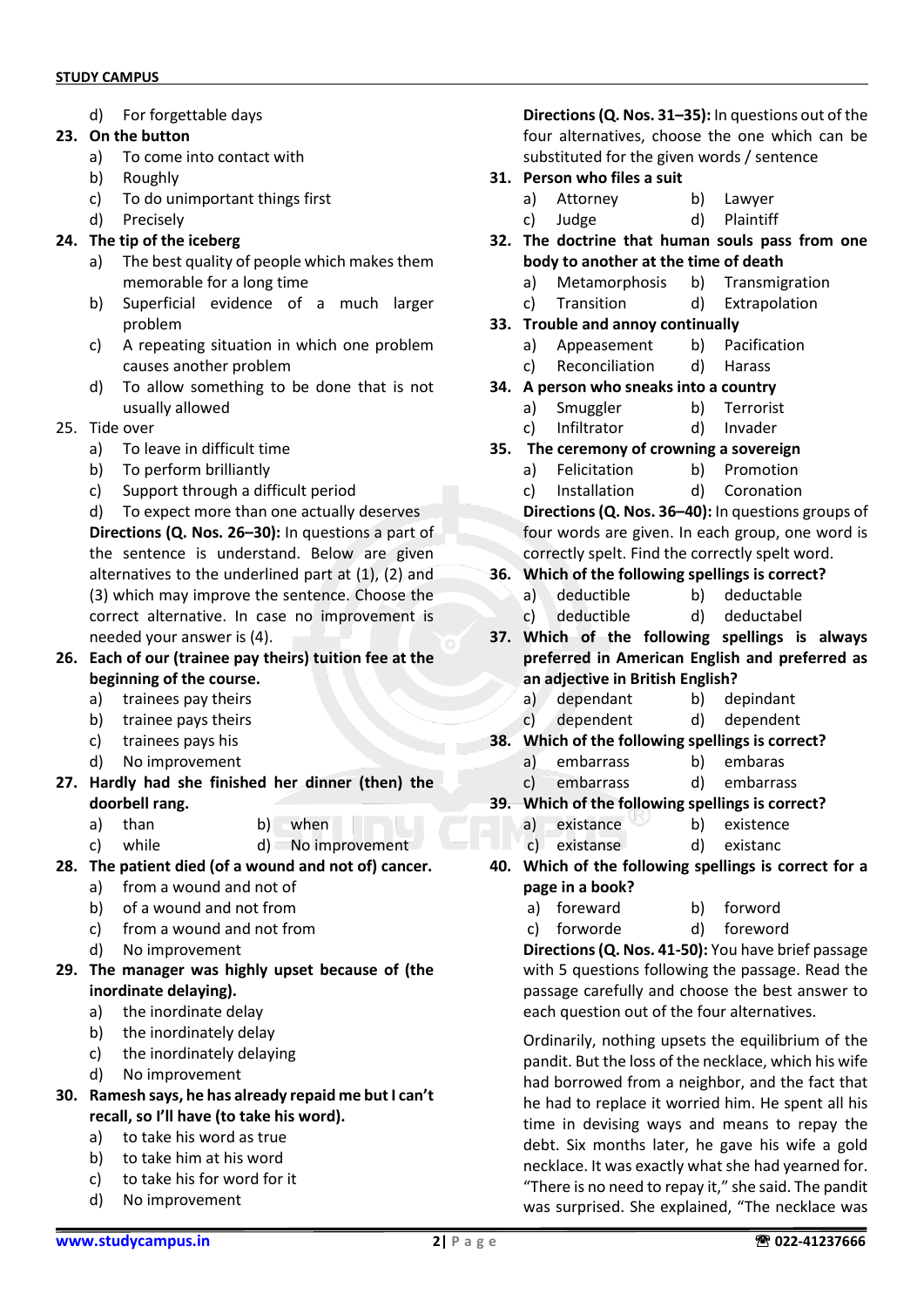d) For forgettable days

**23. On the button**

a) To come into contact with
b) Roughly
c) To do unimportant things first
d) Precisely

**24. The tip of the iceberg**

a) The best quality of people which makes them memorable for a long time
b) Superficial evidence of a much larger problem
c) A repeating situation in which one problem causes another problem
d) To allow something to be done that is not usually allowed

25. Tide over

a) To leave in difficult time
b) To perform brilliantly
c) Support through a difficult period
d) To expect more than one actually deserves

**Directions (Q. Nos. 26–30):** In questions a part of the sentence is understand. Below are given alternatives to the underlined part at (1), (2) and (3) which may improve the sentence. Choose the correct alternative. In case no improvement is needed your answer is (4).

**26. Each of our (trainee pay theirs) tuition fee at the beginning of the course.**

a) trainees pay theirs
b) trainee pays theirs
c) trainees pays his
d) No improvement

**27. Hardly had she finished her dinner (then) the doorbell rang.**

a) than
b) when
c) while
d) No improvement

**28. The patient died (of a wound and not of) cancer.**

a) from a wound and not of
b) of a wound and not from
c) from a wound and not from
d) No improvement

**29. The manager was highly upset because of (the inordinate delaying).**

a) the inordinate delay
b) the inordinately delay
c) the inordinately delaying
d) No improvement

**30. Ramesh says, he has already repaid me but I can't recall, so I'll have (to take his word).**

a) to take his word as true
b) to take him at his word
c) to take his for word for it
d) No improvement

**Directions (Q. Nos. 31–35):** In questions out of the four alternatives, choose the one which can be substituted for the given words / sentence

**31. Person who files a suit**

a) Attorney
b) Lawyer
c) Judge
d) Plaintiff

**32. The doctrine that human souls pass from one body to another at the time of death**

a) Metamorphosis
b) Transmigration
c) Transition
d) Extrapolation

**33. Trouble and annoy continually**

a) Appeasement
b) Pacification
c) Reconciliation
d) Harass

**34. A person who sneaks into a country**

a) Smuggler
b) Terrorist
c) Infiltrator
d) Invader

**35. The ceremony of crowning a sovereign**

a) Felicitation
b) Promotion
c) Installation
d) Coronation

**Directions (Q. Nos. 36–40):** In questions groups of four words are given. In each group, one word is correctly spelt. Find the correctly spelt word.

**36. Which of the following spellings is correct?**

a) deductible
b) deductable
c) deductible
d) deductabel

**37. Which of the following spellings is always preferred in American English and preferred as an adjective in British English?**

a) dependant
b) depindant
c) dependent
d) dependent

**38. Which of the following spellings is correct?**

a) embarrass
b) embaras
c) embarrass
d) embarrass

**39. Which of the following spellings is correct?**

a) existance
b) existence
c) existanse
d) existanc

**40. Which of the following spellings is correct for a page in a book?**

a) foreward
b) forword
c) forworde
d) foreword

**Directions (Q. Nos. 41-50):** You have brief passage with 5 questions following the passage. Read the passage carefully and choose the best answer to each question out of the four alternatives.

Ordinarily, nothing upsets the equilibrium of the pandit. But the loss of the necklace, which his wife had borrowed from a neighbor, and the fact that he had to replace it worried him. He spent all his time in devising ways and means to repay the debt. Six months later, he gave his wife a gold necklace. It was exactly what she had yearned for. "There is no need to repay it," she said. The pandit was surprised. She explained, "The necklace was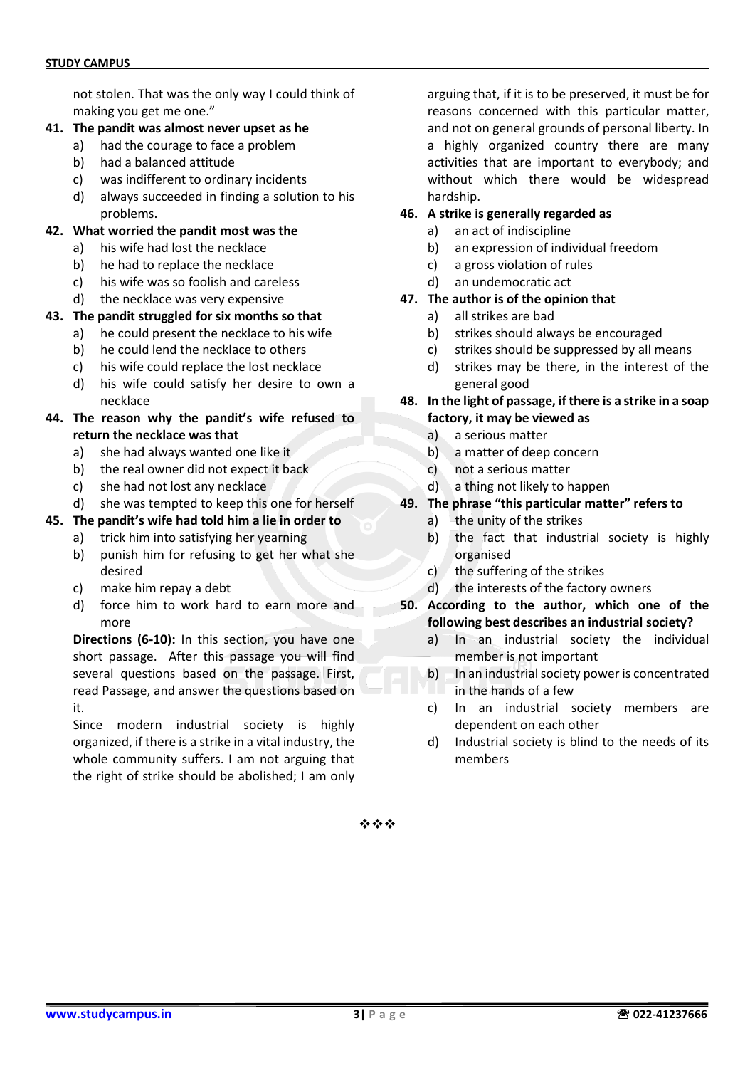not stolen. That was the only way I could think of making you get me one."

**41. The pandit was almost never upset as he**
- a) had the courage to face a problem
- b) had a balanced attitude
- c) was indifferent to ordinary incidents
- d) always succeeded in finding a solution to his problems.

**42. What worried the pandit most was the**
- a) his wife had lost the necklace
- b) he had to replace the necklace
- c) his wife was so foolish and careless
- d) the necklace was very expensive

**43. The pandit struggled for six months so that**
- a) he could present the necklace to his wife
- b) he could lend the necklace to others
- c) his wife could replace the lost necklace
- d) his wife could satisfy her desire to own a necklace

**44. The reason why the pandit's wife refused to return the necklace was that**
- a) she had always wanted one like it
- b) the real owner did not expect it back
- c) she had not lost any necklace
- d) she was tempted to keep this one for herself

**45. The pandit's wife had told him a lie in order to**
- a) trick him into satisfying her yearning
- b) punish him for refusing to get her what she desired
- c) make him repay a debt
- d) force him to work hard to earn more and more

**Directions (6-10):** In this section, you have one short passage. After this passage you will find several questions based on the passage. First, read Passage, and answer the questions based on it.

Since modern industrial society is highly organized, if there is a strike in a vital industry, the whole community suffers. I am not arguing that the right of strike should be abolished; I am only arguing that, if it is to be preserved, it must be for reasons concerned with this particular matter, and not on general grounds of personal liberty. In a highly organized country there are many activities that are important to everybody; and without which there would be widespread hardship.

**46. A strike is generally regarded as**
- a) an act of indiscipline
- b) an expression of individual freedom
- c) a gross violation of rules
- d) an undemocratic act

**47. The author is of the opinion that**
- a) all strikes are bad
- b) strikes should always be encouraged
- c) strikes should be suppressed by all means
- d) strikes may be there, in the interest of the general good

**48. In the light of passage, if there is a strike in a soap factory, it may be viewed as**
- a) a serious matter
- b) a matter of deep concern
- c) not a serious matter
- d) a thing not likely to happen

**49. The phrase "this particular matter" refers to**
- a) the unity of the strikes
- b) the fact that industrial society is highly organised
- c) the suffering of the strikes
- d) the interests of the factory owners

**50. According to the author, which one of the following best describes an industrial society?**
- a) In an industrial society the individual member is not important
- b) In an industrial society power is concentrated in the hands of a few
- c) In an industrial society members are dependent on each other
- d) Industrial society is blind to the needs of its members

❖❖❖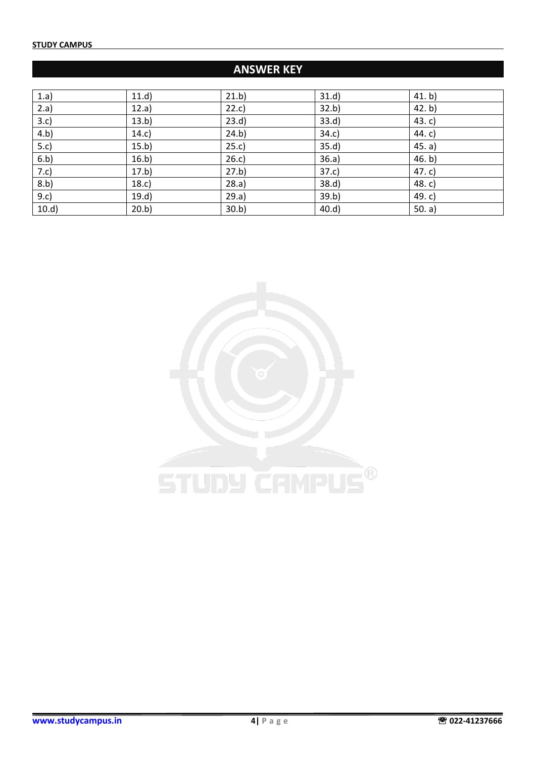## ANSWER KEY

| | | | | |
|---|---|---|---|---|
| 1.a) | 11.d) | 21.b) | 31.d) | 41. b) |
| 2.a) | 12.a) | 22.c) | 32.b) | 42. b) |
| 3.c) | 13.b) | 23.d) | 33.d) | 43. c) |
| 4.b) | 14.c) | 24.b) | 34.c) | 44. c) |
| 5.c) | 15.b) | 25.c) | 35.d) | 45. a) |
| 6.b) | 16.b) | 26.c) | 36.a) | 46. b) |
| 7.c) | 17.b) | 27.b) | 37.c) | 47. c) |
| 8.b) | 18.c) | 28.a) | 38.d) | 48. c) |
| 9.c) | 19.d) | 29.a) | 39.b) | 49. c) |
| 10.d) | 20.b) | 30.b) | 40.d) | 50. a) |